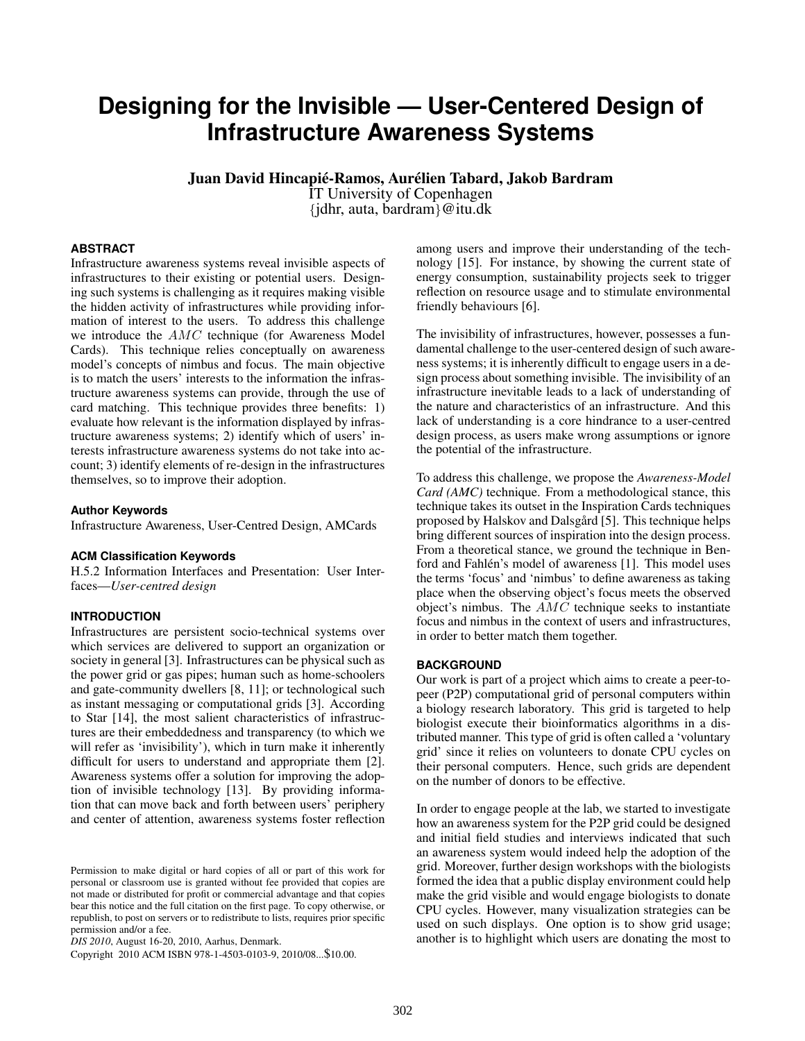# Designing for the Invisible — User-Centered Design of Infrastructure Awareness Systems

**Juan David Hincapié-Ramos, Aurélien Tabard, Jakob Bardram**
IT University of Copenhagen
{jdhr, auta, bardram}@itu.dk

## ABSTRACT

Infrastructure awareness systems reveal invisible aspects of infrastructures to their existing or potential users. Designing such systems is challenging as it requires making visible the hidden activity of infrastructures while providing information of interest to the users. To address this challenge we introduce the $AMC$ technique (for Awareness Model Cards). This technique relies conceptually on awareness model's concepts of nimbus and focus. The main objective is to match the users' interests to the information the infrastructure awareness systems can provide, through the use of card matching. This technique provides three benefits: 1) evaluate how relevant is the information displayed by infrastructure awareness systems; 2) identify which of users' interests infrastructure awareness systems do not take into account; 3) identify elements of re-design in the infrastructures themselves, so to improve their adoption.

### Author Keywords

Infrastructure Awareness, User-Centred Design, AMCards

### ACM Classification Keywords

H.5.2 Information Interfaces and Presentation: User Interfaces—*User-centred design*

## INTRODUCTION

Infrastructures are persistent socio-technical systems over which services are delivered to support an organization or society in general [3]. Infrastructures can be physical such as the power grid or gas pipes; human such as home-schoolers and gate-community dwellers [8, 11]; or technological such as instant messaging or computational grids [3]. According to Star [14], the most salient characteristics of infrastructures are their embeddedness and transparency (to which we will refer as 'invisibility'), which in turn make it inherently difficult for users to understand and appropriate them [2]. Awareness systems offer a solution for improving the adoption of invisible technology [13]. By providing information that can move back and forth between users' periphery and center of attention, awareness systems foster reflection among users and improve their understanding of the technology [15]. For instance, by showing the current state of energy consumption, sustainability projects seek to trigger reflection on resource usage and to stimulate environmental friendly behaviours [6].

The invisibility of infrastructures, however, possesses a fundamental challenge to the user-centered design of such awareness systems; it is inherently difficult to engage users in a design process about something invisible. The invisibility of an infrastructure inevitable leads to a lack of understanding of the nature and characteristics of an infrastructure. And this lack of understanding is a core hindrance to a user-centred design process, as users make wrong assumptions or ignore the potential of the infrastructure.

To address this challenge, we propose the *Awareness-Model Card (AMC)* technique. From a methodological stance, this technique takes its outset in the Inspiration Cards techniques proposed by Halskov and Dalsgård [5]. This technique helps bring different sources of inspiration into the design process. From a theoretical stance, we ground the technique in Benford and Fahlén's model of awareness [1]. This model uses the terms 'focus' and 'nimbus' to define awareness as taking place when the observing object's focus meets the observed object's nimbus. The $AMC$ technique seeks to instantiate focus and nimbus in the context of users and infrastructures, in order to better match them together.

## BACKGROUND

Our work is part of a project which aims to create a peer-to-peer (P2P) computational grid of personal computers within a biology research laboratory. This grid is targeted to help biologist execute their bioinformatics algorithms in a distributed manner. This type of grid is often called a 'voluntary grid' since it relies on volunteers to donate CPU cycles on their personal computers. Hence, such grids are dependent on the number of donors to be effective.

In order to engage people at the lab, we started to investigate how an awareness system for the P2P grid could be designed and initial field studies and interviews indicated that such an awareness system would indeed help the adoption of the grid. Moreover, further design workshops with the biologists formed the idea that a public display environment could help make the grid visible and would engage biologists to donate CPU cycles. However, many visualization strategies can be used on such displays. One option is to show grid usage; another is to highlight which users are donating the most to

Permission to make digital or hard copies of all or part of this work for personal or classroom use is granted without fee provided that copies are not made or distributed for profit or commercial advantage and that copies bear this notice and the full citation on the first page. To copy otherwise, or republish, to post on servers or to redistribute to lists, requires prior specific permission and/or a fee.
*DIS 2010*, August 16-20, 2010, Aarhus, Denmark.
Copyright 2010 ACM ISBN 978-1-4503-0103-9, 2010/08...$10.00.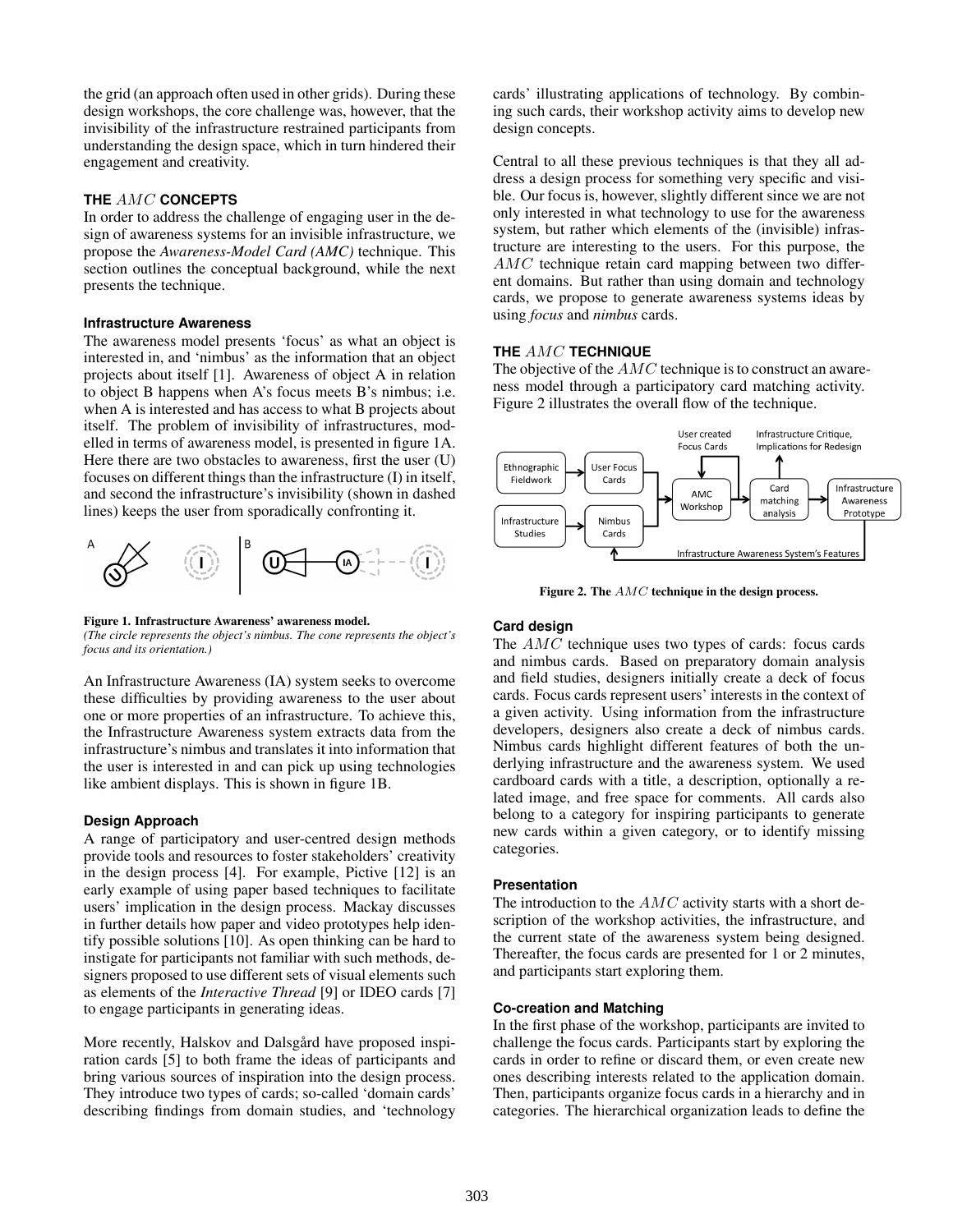the grid (an approach often used in other grids). During these design workshops, the core challenge was, however, that the invisibility of the infrastructure restrained participants from understanding the design space, which in turn hindered their engagement and creativity.

## THE $AMC$ CONCEPTS

In order to address the challenge of engaging user in the design of awareness systems for an invisible infrastructure, we propose the *Awareness-Model Card (AMC)* technique. This section outlines the conceptual background, while the next presents the technique.

### Infrastructure Awareness

The awareness model presents 'focus' as what an object is interested in, and 'nimbus' as the information that an object projects about itself [1]. Awareness of object A in relation to object B happens when A's focus meets B's nimbus; i.e. when A is interested and has access to what B projects about itself. The problem of invisibility of infrastructures, modelled in terms of awareness model, is presented in figure 1A. Here there are two obstacles to awareness, first the user (U) focuses on different things than the infrastructure (I) in itself, and second the infrastructure's invisibility (shown in dashed lines) keeps the user from sporadically confronting it.

**Figure 1. Infrastructure Awareness' awareness model.**
*(The circle represents the object's nimbus. The cone represents the object's focus and its orientation.)*

An Infrastructure Awareness (IA) system seeks to overcome these difficulties by providing awareness to the user about one or more properties of an infrastructure. To achieve this, the Infrastructure Awareness system extracts data from the infrastructure's nimbus and translates it into information that the user is interested in and can pick up using technologies like ambient displays. This is shown in figure 1B.

### Design Approach

A range of participatory and user-centred design methods provide tools and resources to foster stakeholders' creativity in the design process [4]. For example, Pictive [12] is an early example of using paper based techniques to facilitate users' implication in the design process. Mackay discusses in further details how paper and video prototypes help identify possible solutions [10]. As open thinking can be hard to instigate for participants not familiar with such methods, designers proposed to use different sets of visual elements such as elements of the *Interactive Thread* [9] or IDEO cards [7] to engage participants in generating ideas.

More recently, Halskov and Dalsgård have proposed inspiration cards [5] to both frame the ideas of participants and bring various sources of inspiration into the design process. They introduce two types of cards; so-called 'domain cards' describing findings from domain studies, and 'technology cards' illustrating applications of technology. By combining such cards, their workshop activity aims to develop new design concepts.

Central to all these previous techniques is that they all address a design process for something very specific and visible. Our focus is, however, slightly different since we are not only interested in what technology to use for the awareness system, but rather which elements of the (invisible) infrastructure are interesting to the users. For this purpose, the $AMC$ technique retain card mapping between two different domains. But rather than using domain and technology cards, we propose to generate awareness systems ideas by using *focus* and *nimbus* cards.

## THE $AMC$ TECHNIQUE

The objective of the $AMC$ technique is to construct an awareness model through a participatory card matching activity. Figure 2 illustrates the overall flow of the technique.

**Figure 2. The $AMC$ technique in the design process.**

### Card design

The $AMC$ technique uses two types of cards: focus cards and nimbus cards. Based on preparatory domain analysis and field studies, designers initially create a deck of focus cards. Focus cards represent users' interests in the context of a given activity. Using information from the infrastructure developers, designers also create a deck of nimbus cards. Nimbus cards highlight different features of both the underlying infrastructure and the awareness system. We used cardboard cards with a title, a description, optionally a related image, and free space for comments. All cards also belong to a category for inspiring participants to generate new cards within a given category, or to identify missing categories.

### Presentation

The introduction to the $AMC$ activity starts with a short description of the workshop activities, the infrastructure, and the current state of the awareness system being designed. Thereafter, the focus cards are presented for 1 or 2 minutes, and participants start exploring them.

### Co-creation and Matching

In the first phase of the workshop, participants are invited to challenge the focus cards. Participants start by exploring the cards in order to refine or discard them, or even create new ones describing interests related to the application domain. Then, participants organize focus cards in a hierarchy and in categories. The hierarchical organization leads to define the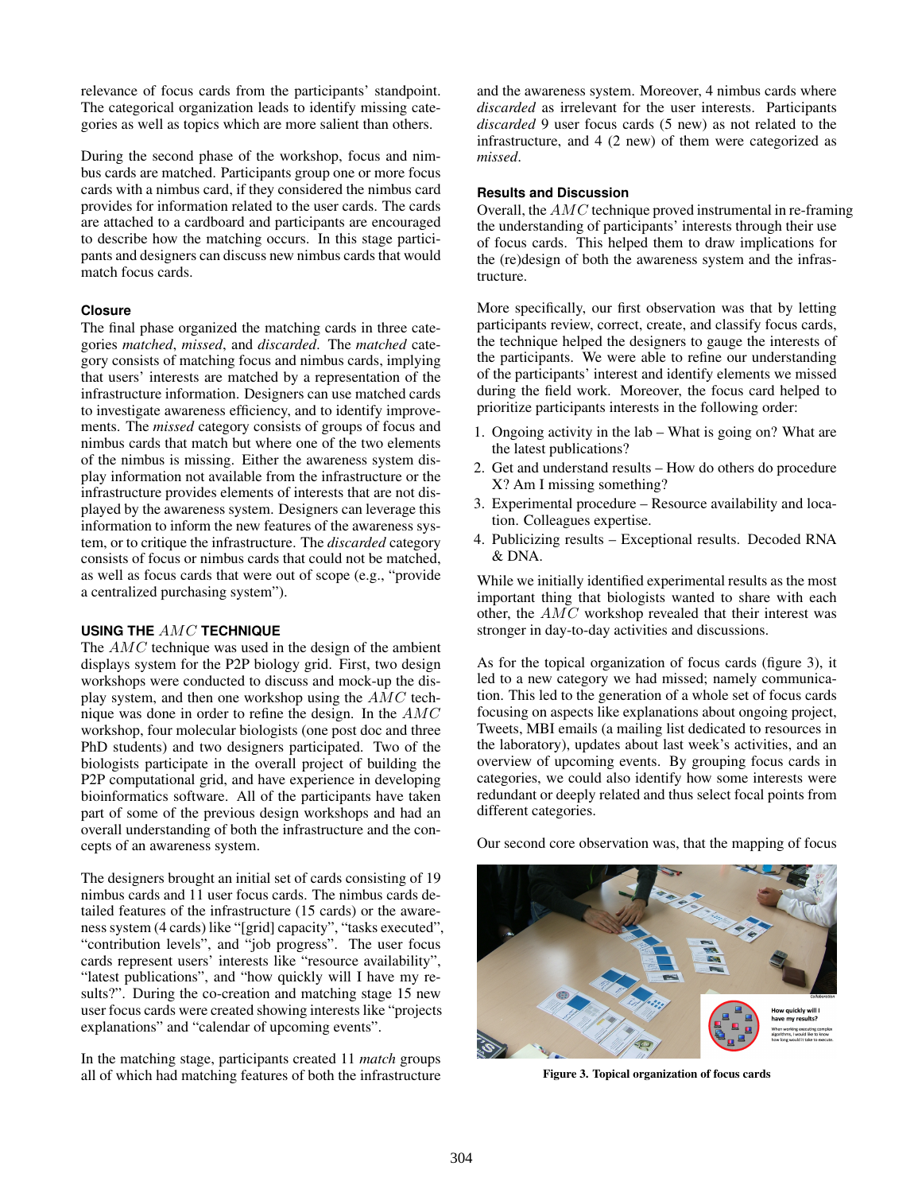relevance of focus cards from the participants' standpoint. The categorical organization leads to identify missing categories as well as topics which are more salient than others.

During the second phase of the workshop, focus and nimbus cards are matched. Participants group one or more focus cards with a nimbus card, if they considered the nimbus card provides for information related to the user cards. The cards are attached to a cardboard and participants are encouraged to describe how the matching occurs. In this stage participants and designers can discuss new nimbus cards that would match focus cards.

### Closure

The final phase organized the matching cards in three categories *matched*, *missed*, and *discarded*. The *matched* category consists of matching focus and nimbus cards, implying that users' interests are matched by a representation of the infrastructure information. Designers can use matched cards to investigate awareness efficiency, and to identify improvements. The *missed* category consists of groups of focus and nimbus cards that match but where one of the two elements of the nimbus is missing. Either the awareness system display information not available from the infrastructure or the infrastructure provides elements of interests that are not displayed by the awareness system. Designers can leverage this information to inform the new features of the awareness system, or to critique the infrastructure. The *discarded* category consists of focus or nimbus cards that could not be matched, as well as focus cards that were out of scope (e.g., "provide a centralized purchasing system").

## USING THE $AMC$ TECHNIQUE

The $AMC$ technique was used in the design of the ambient displays system for the P2P biology grid. First, two design workshops were conducted to discuss and mock-up the display system, and then one workshop using the $AMC$ technique was done in order to refine the design. In the $AMC$ workshop, four molecular biologists (one post doc and three PhD students) and two designers participated. Two of the biologists participate in the overall project of building the P2P computational grid, and have experience in developing bioinformatics software. All of the participants have taken part of some of the previous design workshops and had an overall understanding of both the infrastructure and the concepts of an awareness system.

The designers brought an initial set of cards consisting of 19 nimbus cards and 11 user focus cards. The nimbus cards detailed features of the infrastructure (15 cards) or the awareness system (4 cards) like "[grid] capacity", "tasks executed", "contribution levels", and "job progress". The user focus cards represent users' interests like "resource availability", "latest publications", and "how quickly will I have my results?". During the co-creation and matching stage 15 new user focus cards were created showing interests like "projects explanations" and "calendar of upcoming events".

In the matching stage, participants created 11 *match* groups all of which had matching features of both the infrastructure and the awareness system. Moreover, 4 nimbus cards where *discarded* as irrelevant for the user interests. Participants *discarded* 9 user focus cards (5 new) as not related to the infrastructure, and 4 (2 new) of them were categorized as *missed*.

### Results and Discussion

Overall, the $AMC$ technique proved instrumental in re-framing the understanding of participants' interests through their use of focus cards. This helped them to draw implications for the (re)design of both the awareness system and the infrastructure.

More specifically, our first observation was that by letting participants review, correct, create, and classify focus cards, the technique helped the designers to gauge the interests of the participants. We were able to refine our understanding of the participants' interest and identify elements we missed during the field work. Moreover, the focus card helped to prioritize participants interests in the following order:

1. Ongoing activity in the lab – What is going on? What are the latest publications?
2. Get and understand results – How do others do procedure X? Am I missing something?
3. Experimental procedure – Resource availability and location. Colleagues expertise.
4. Publicizing results – Exceptional results. Decoded RNA & DNA.

While we initially identified experimental results as the most important thing that biologists wanted to share with each other, the $AMC$ workshop revealed that their interest was stronger in day-to-day activities and discussions.

As for the topical organization of focus cards (figure 3), it led to a new category we had missed; namely communication. This led to the generation of a whole set of focus cards focusing on aspects like explanations about ongoing project, Tweets, MBI emails (a mailing list dedicated to resources in the laboratory), updates about last week's activities, and an overview of upcoming events. By grouping focus cards in categories, we could also identify how some interests were redundant or deeply related and thus select focal points from different categories.

Our second core observation was, that the mapping of focus

Figure 3. Topical organization of focus cards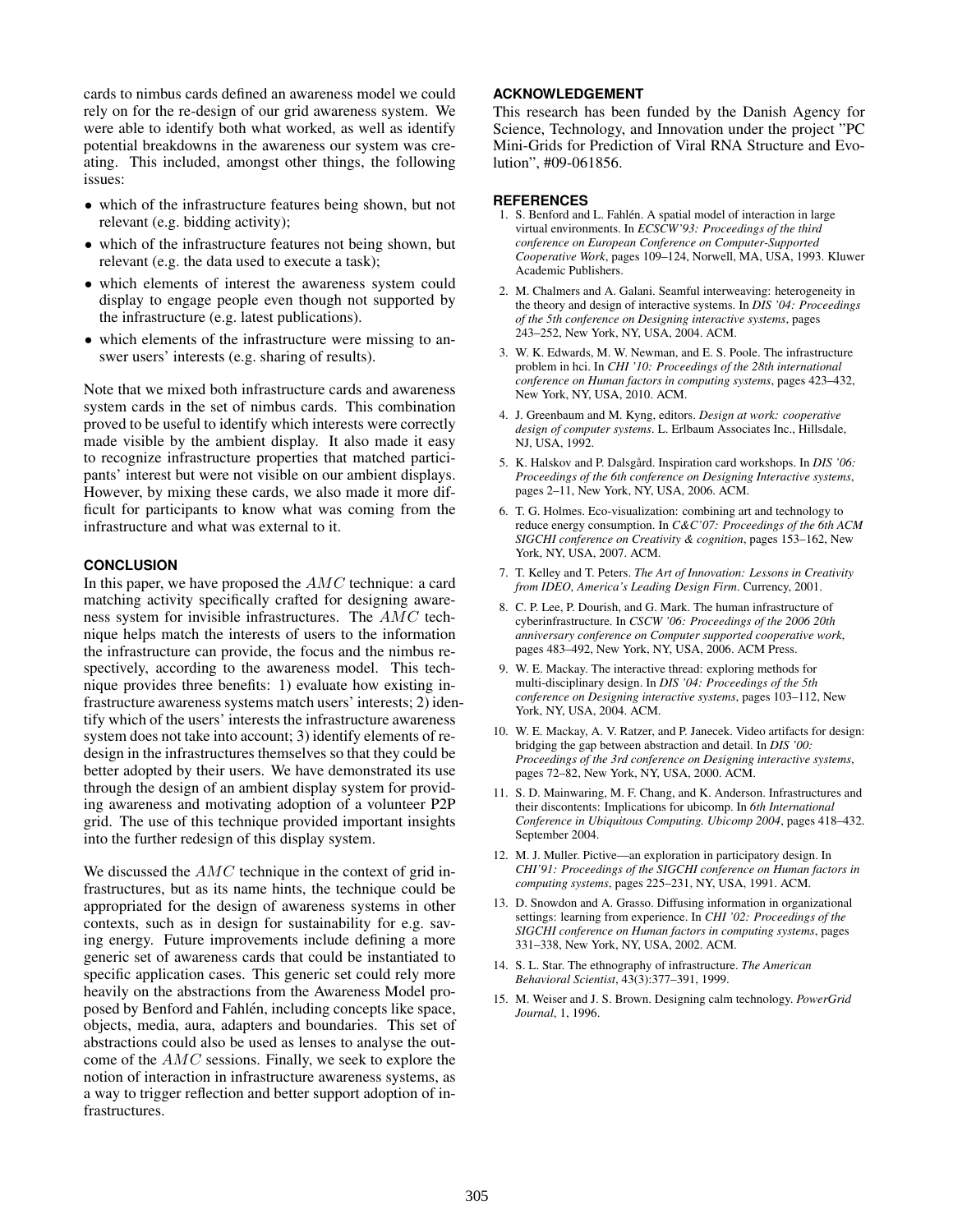cards to nimbus cards defined an awareness model we could rely on for the re-design of our grid awareness system. We were able to identify both what worked, as well as identify potential breakdowns in the awareness our system was creating. This included, amongst other things, the following issues:

- which of the infrastructure features being shown, but not relevant (e.g. bidding activity);
- which of the infrastructure features not being shown, but relevant (e.g. the data used to execute a task);
- which elements of interest the awareness system could display to engage people even though not supported by the infrastructure (e.g. latest publications).
- which elements of the infrastructure were missing to answer users' interests (e.g. sharing of results).

Note that we mixed both infrastructure cards and awareness system cards in the set of nimbus cards. This combination proved to be useful to identify which interests were correctly made visible by the ambient display. It also made it easy to recognize infrastructure properties that matched participants' interest but were not visible on our ambient displays. However, by mixing these cards, we also made it more difficult for participants to know what was coming from the infrastructure and what was external to it.

## CONCLUSION

In this paper, we have proposed the $AMC$ technique: a card matching activity specifically crafted for designing awareness system for invisible infrastructures. The $AMC$ technique helps match the interests of users to the information the infrastructure can provide, the focus and the nimbus respectively, according to the awareness model. This technique provides three benefits: 1) evaluate how existing infrastructure awareness systems match users' interests; 2) identify which of the users' interests the infrastructure awareness system does not take into account; 3) identify elements of redesign in the infrastructures themselves so that they could be better adopted by their users. We have demonstrated its use through the design of an ambient display system for providing awareness and motivating adoption of a volunteer P2P grid. The use of this technique provided important insights into the further redesign of this display system.

We discussed the $AMC$ technique in the context of grid infrastructures, but as its name hints, the technique could be appropriated for the design of awareness systems in other contexts, such as in design for sustainability for e.g. saving energy. Future improvements include defining a more generic set of awareness cards that could be instantiated to specific application cases. This generic set could rely more heavily on the abstractions from the Awareness Model proposed by Benford and Fahlén, including concepts like space, objects, media, aura, adapters and boundaries. This set of abstractions could also be used as lenses to analyse the outcome of the $AMC$ sessions. Finally, we seek to explore the notion of interaction in infrastructure awareness systems, as a way to trigger reflection and better support adoption of infrastructures.

## ACKNOWLEDGEMENT

This research has been funded by the Danish Agency for Science, Technology, and Innovation under the project "PC Mini-Grids for Prediction of Viral RNA Structure and Evolution", #09-061856.

## REFERENCES

1. S. Benford and L. Fahlén. A spatial model of interaction in large virtual environments. In *ECSCW'93: Proceedings of the third conference on European Conference on Computer-Supported Cooperative Work*, pages 109–124, Norwell, MA, USA, 1993. Kluwer Academic Publishers.
2. M. Chalmers and A. Galani. Seamful interweaving: heterogeneity in the theory and design of interactive systems. In *DIS '04: Proceedings of the 5th conference on Designing interactive systems*, pages 243–252, New York, NY, USA, 2004. ACM.
3. W. K. Edwards, M. W. Newman, and E. S. Poole. The infrastructure problem in hci. In *CHI '10: Proceedings of the 28th international conference on Human factors in computing systems*, pages 423–432, New York, NY, USA, 2010. ACM.
4. J. Greenbaum and M. Kyng, editors. *Design at work: cooperative design of computer systems*. L. Erlbaum Associates Inc., Hillsdale, NJ, USA, 1992.
5. K. Halskov and P. Dalsgård. Inspiration card workshops. In *DIS '06: Proceedings of the 6th conference on Designing Interactive systems*, pages 2–11, New York, NY, USA, 2006. ACM.
6. T. G. Holmes. Eco-visualization: combining art and technology to reduce energy consumption. In *C&C'07: Proceedings of the 6th ACM SIGCHI conference on Creativity & cognition*, pages 153–162, New York, NY, USA, 2007. ACM.
7. T. Kelley and T. Peters. *The Art of Innovation: Lessons in Creativity from IDEO, America's Leading Design Firm*. Currency, 2001.
8. C. P. Lee, P. Dourish, and G. Mark. The human infrastructure of cyberinfrastructure. In *CSCW '06: Proceedings of the 2006 20th anniversary conference on Computer supported cooperative work*, pages 483–492, New York, NY, USA, 2006. ACM Press.
9. W. E. Mackay. The interactive thread: exploring methods for multi-disciplinary design. In *DIS '04: Proceedings of the 5th conference on Designing interactive systems*, pages 103–112, New York, NY, USA, 2004. ACM.
10. W. E. Mackay, A. V. Ratzer, and P. Janecek. Video artifacts for design: bridging the gap between abstraction and detail. In *DIS '00: Proceedings of the 3rd conference on Designing interactive systems*, pages 72–82, New York, NY, USA, 2000. ACM.
11. S. D. Mainwaring, M. F. Chang, and K. Anderson. Infrastructures and their discontents: Implications for ubicomp. In *6th International Conference in Ubiquitous Computing. Ubicomp 2004*, pages 418–432. September 2004.
12. M. J. Muller. Pictive—an exploration in participatory design. In *CHI'91: Proceedings of the SIGCHI conference on Human factors in computing systems*, pages 225–231, NY, USA, 1991. ACM.
13. D. Snowdon and A. Grasso. Diffusing information in organizational settings: learning from experience. In *CHI '02: Proceedings of the SIGCHI conference on Human factors in computing systems*, pages 331–338, New York, NY, USA, 2002. ACM.
14. S. L. Star. The ethnography of infrastructure. *The American Behavioral Scientist*, 43(3):377–391, 1999.
15. M. Weiser and J. S. Brown. Designing calm technology. *PowerGrid Journal*, 1, 1996.